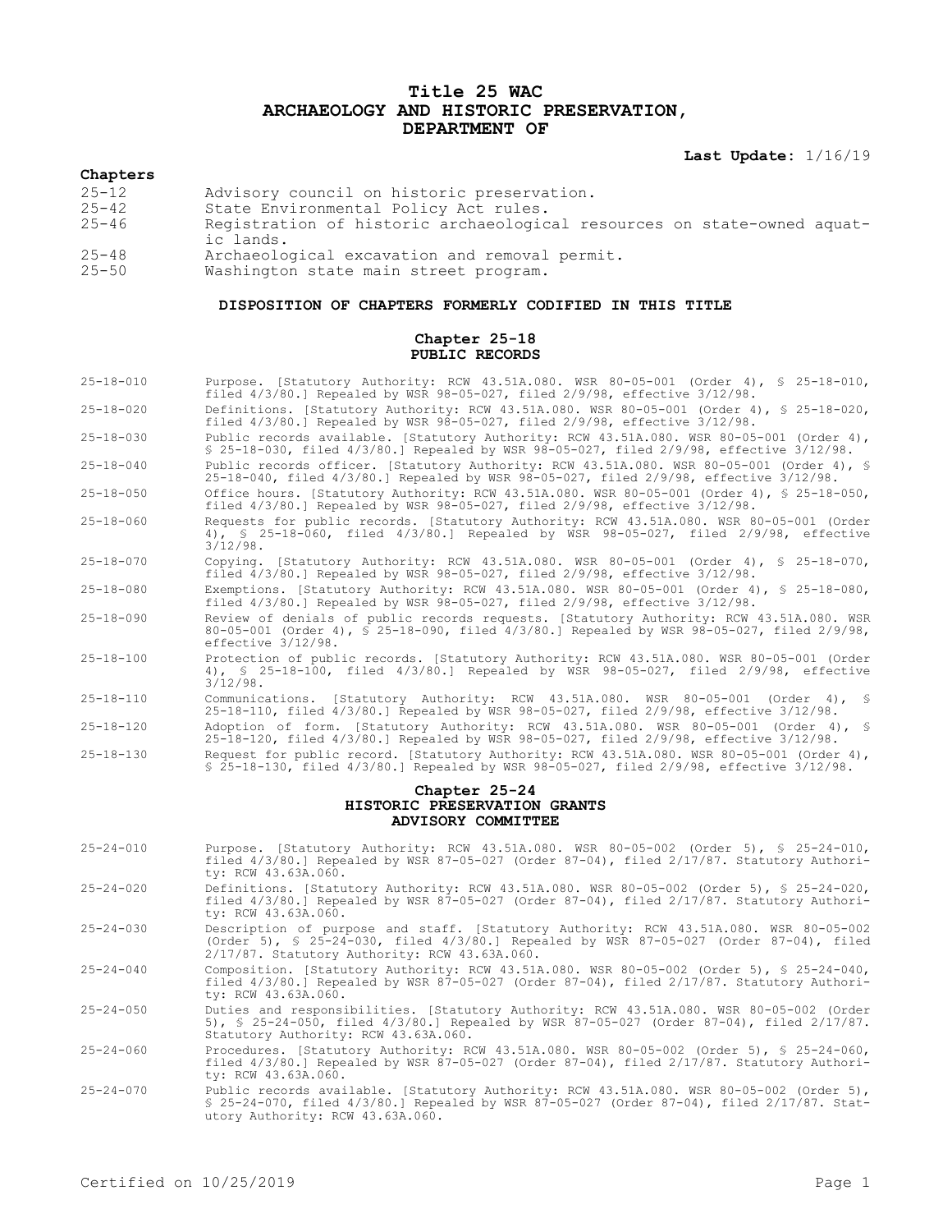# Title 25 WAC
# ARCHAEOLOGY AND HISTORIC PRESERVATION, DEPARTMENT OF

**Last Update:** 1/16/19

**Chapters**

| | |
|---|---|
| 25-12 | Advisory council on historic preservation. |
| 25-42 | State Environmental Policy Act rules. |
| 25-46 | Registration of historic archaeological resources on state-owned aquatic lands. |
| 25-48 | Archaeological excavation and removal permit. |
| 25-50 | Washington state main street program. |

### DISPOSITION OF CHAPTERS FORMERLY CODIFIED IN THIS TITLE

### Chapter 25-18
### PUBLIC RECORDS

| | |
|---|---|
| 25-18-010 | Purpose. [Statutory Authority: RCW 43.51A.080. WSR 80-05-001 (Order 4), § 25-18-010, filed 4/3/80.] Repealed by WSR 98-05-027, filed 2/9/98, effective 3/12/98. |
| 25-18-020 | Definitions. [Statutory Authority: RCW 43.51A.080. WSR 80-05-001 (Order 4), § 25-18-020, filed 4/3/80.] Repealed by WSR 98-05-027, filed 2/9/98, effective 3/12/98. |
| 25-18-030 | Public records available. [Statutory Authority: RCW 43.51A.080. WSR 80-05-001 (Order 4), § 25-18-030, filed 4/3/80.] Repealed by WSR 98-05-027, filed 2/9/98, effective 3/12/98. |
| 25-18-040 | Public records officer. [Statutory Authority: RCW 43.51A.080. WSR 80-05-001 (Order 4), § 25-18-040, filed 4/3/80.] Repealed by WSR 98-05-027, filed 2/9/98, effective 3/12/98. |
| 25-18-050 | Office hours. [Statutory Authority: RCW 43.51A.080. WSR 80-05-001 (Order 4), § 25-18-050, filed 4/3/80.] Repealed by WSR 98-05-027, filed 2/9/98, effective 3/12/98. |
| 25-18-060 | Requests for public records. [Statutory Authority: RCW 43.51A.080. WSR 80-05-001 (Order 4), § 25-18-060, filed 4/3/80.] Repealed by WSR 98-05-027, filed 2/9/98, effective 3/12/98. |
| 25-18-070 | Copying. [Statutory Authority: RCW 43.51A.080. WSR 80-05-001 (Order 4), § 25-18-070, filed 4/3/80.] Repealed by WSR 98-05-027, filed 2/9/98, effective 3/12/98. |
| 25-18-080 | Exemptions. [Statutory Authority: RCW 43.51A.080. WSR 80-05-001 (Order 4), § 25-18-080, filed 4/3/80.] Repealed by WSR 98-05-027, filed 2/9/98, effective 3/12/98. |
| 25-18-090 | Review of denials of public records requests. [Statutory Authority: RCW 43.51A.080. WSR 80-05-001 (Order 4), § 25-18-090, filed 4/3/80.] Repealed by WSR 98-05-027, filed 2/9/98, effective 3/12/98. |
| 25-18-100 | Protection of public records. [Statutory Authority: RCW 43.51A.080. WSR 80-05-001 (Order 4), § 25-18-100, filed 4/3/80.] Repealed by WSR 98-05-027, filed 2/9/98, effective 3/12/98. |
| 25-18-110 | Communications. [Statutory Authority: RCW 43.51A.080. WSR 80-05-001 (Order 4), § 25-18-110, filed 4/3/80.] Repealed by WSR 98-05-027, filed 2/9/98, effective 3/12/98. |
| 25-18-120 | Adoption of form. [Statutory Authority: RCW 43.51A.080. WSR 80-05-001 (Order 4), § 25-18-120, filed 4/3/80.] Repealed by WSR 98-05-027, filed 2/9/98, effective 3/12/98. |
| 25-18-130 | Request for public record. [Statutory Authority: RCW 43.51A.080. WSR 80-05-001 (Order 4), § 25-18-130, filed 4/3/80.] Repealed by WSR 98-05-027, filed 2/9/98, effective 3/12/98. |

### Chapter 25-24
### HISTORIC PRESERVATION GRANTS ADVISORY COMMITTEE

| | |
|---|---|
| 25-24-010 | Purpose. [Statutory Authority: RCW 43.51A.080. WSR 80-05-002 (Order 5), § 25-24-010, filed 4/3/80.] Repealed by WSR 87-05-027 (Order 87-04), filed 2/17/87. Statutory Authority: RCW 43.63A.060. |
| 25-24-020 | Definitions. [Statutory Authority: RCW 43.51A.080. WSR 80-05-002 (Order 5), § 25-24-020, filed 4/3/80.] Repealed by WSR 87-05-027 (Order 87-04), filed 2/17/87. Statutory Authority: RCW 43.63A.060. |
| 25-24-030 | Description of purpose and staff. [Statutory Authority: RCW 43.51A.080. WSR 80-05-002 (Order 5), § 25-24-030, filed 4/3/80.] Repealed by WSR 87-05-027 (Order 87-04), filed 2/17/87. Statutory Authority: RCW 43.63A.060. |
| 25-24-040 | Composition. [Statutory Authority: RCW 43.51A.080. WSR 80-05-002 (Order 5), § 25-24-040, filed 4/3/80.] Repealed by WSR 87-05-027 (Order 87-04), filed 2/17/87. Statutory Authority: RCW 43.63A.060. |
| 25-24-050 | Duties and responsibilities. [Statutory Authority: RCW 43.51A.080. WSR 80-05-002 (Order 5), § 25-24-050, filed 4/3/80.] Repealed by WSR 87-05-027 (Order 87-04), filed 2/17/87. Statutory Authority: RCW 43.63A.060. |
| 25-24-060 | Procedures. [Statutory Authority: RCW 43.51A.080. WSR 80-05-002 (Order 5), § 25-24-060, filed 4/3/80.] Repealed by WSR 87-05-027 (Order 87-04), filed 2/17/87. Statutory Authority: RCW 43.63A.060. |
| 25-24-070 | Public records available. [Statutory Authority: RCW 43.51A.080. WSR 80-05-002 (Order 5), § 25-24-070, filed 4/3/80.] Repealed by WSR 87-05-027 (Order 87-04), filed 2/17/87. Statutory Authority: RCW 43.63A.060. |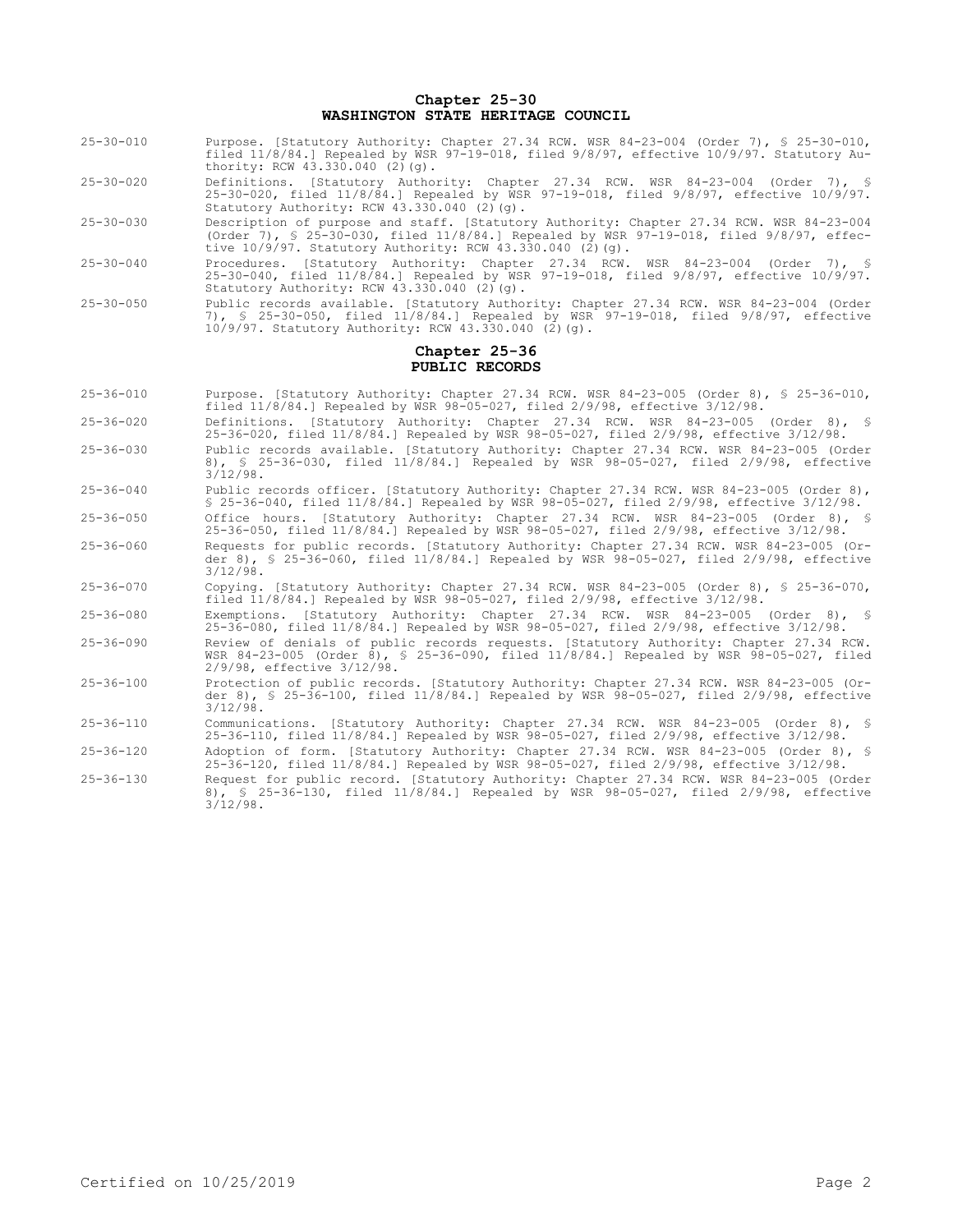## Chapter 25-30
## WASHINGTON STATE HERITAGE COUNCIL

25-30-010 Purpose. [Statutory Authority: Chapter 27.34 RCW. WSR 84-23-004 (Order 7), § 25-30-010, filed 11/8/84.] Repealed by WSR 97-19-018, filed 9/8/97, effective 10/9/97. Statutory Authority: RCW 43.330.040 (2)(g).

25-30-020 Definitions. [Statutory Authority: Chapter 27.34 RCW. WSR 84-23-004 (Order 7), § 25-30-020, filed 11/8/84.] Repealed by WSR 97-19-018, filed 9/8/97, effective 10/9/97. Statutory Authority: RCW 43.330.040 (2)(g).

25-30-030 Description of purpose and staff. [Statutory Authority: Chapter 27.34 RCW. WSR 84-23-004 (Order 7), § 25-30-030, filed 11/8/84.] Repealed by WSR 97-19-018, filed 9/8/97, effective 10/9/97. Statutory Authority: RCW 43.330.040 (2)(g).

25-30-040 Procedures. [Statutory Authority: Chapter 27.34 RCW. WSR 84-23-004 (Order 7), § 25-30-040, filed 11/8/84.] Repealed by WSR 97-19-018, filed 9/8/97, effective 10/9/97. Statutory Authority: RCW 43.330.040 (2)(g).

25-30-050 Public records available. [Statutory Authority: Chapter 27.34 RCW. WSR 84-23-004 (Order 7), § 25-30-050, filed 11/8/84.] Repealed by WSR 97-19-018, filed 9/8/97, effective 10/9/97. Statutory Authority: RCW 43.330.040 (2)(g).

## Chapter 25-36
## PUBLIC RECORDS

25-36-010 Purpose. [Statutory Authority: Chapter 27.34 RCW. WSR 84-23-005 (Order 8), § 25-36-010, filed 11/8/84.] Repealed by WSR 98-05-027, filed 2/9/98, effective 3/12/98.

25-36-020 Definitions. [Statutory Authority: Chapter 27.34 RCW. WSR 84-23-005 (Order 8), § 25-36-020, filed 11/8/84.] Repealed by WSR 98-05-027, filed 2/9/98, effective 3/12/98.

25-36-030 Public records available. [Statutory Authority: Chapter 27.34 RCW. WSR 84-23-005 (Order 8), § 25-36-030, filed 11/8/84.] Repealed by WSR 98-05-027, filed 2/9/98, effective 3/12/98.

25-36-040 Public records officer. [Statutory Authority: Chapter 27.34 RCW. WSR 84-23-005 (Order 8), § 25-36-040, filed 11/8/84.] Repealed by WSR 98-05-027, filed 2/9/98, effective 3/12/98.

25-36-050 Office hours. [Statutory Authority: Chapter 27.34 RCW. WSR 84-23-005 (Order 8), § 25-36-050, filed 11/8/84.] Repealed by WSR 98-05-027, filed 2/9/98, effective 3/12/98.

25-36-060 Requests for public records. [Statutory Authority: Chapter 27.34 RCW. WSR 84-23-005 (Order 8), § 25-36-060, filed 11/8/84.] Repealed by WSR 98-05-027, filed 2/9/98, effective 3/12/98.

25-36-070 Copying. [Statutory Authority: Chapter 27.34 RCW. WSR 84-23-005 (Order 8), § 25-36-070, filed 11/8/84.] Repealed by WSR 98-05-027, filed 2/9/98, effective 3/12/98.

25-36-080 Exemptions. [Statutory Authority: Chapter 27.34 RCW. WSR 84-23-005 (Order 8), § 25-36-080, filed 11/8/84.] Repealed by WSR 98-05-027, filed 2/9/98, effective 3/12/98.

25-36-090 Review of denials of public records requests. [Statutory Authority: Chapter 27.34 RCW. WSR 84-23-005 (Order 8), § 25-36-090, filed 11/8/84.] Repealed by WSR 98-05-027, filed 2/9/98, effective 3/12/98.

25-36-100 Protection of public records. [Statutory Authority: Chapter 27.34 RCW. WSR 84-23-005 (Order 8), § 25-36-100, filed 11/8/84.] Repealed by WSR 98-05-027, filed 2/9/98, effective 3/12/98.

25-36-110 Communications. [Statutory Authority: Chapter 27.34 RCW. WSR 84-23-005 (Order 8), § 25-36-110, filed 11/8/84.] Repealed by WSR 98-05-027, filed 2/9/98, effective 3/12/98.

25-36-120 Adoption of form. [Statutory Authority: Chapter 27.34 RCW. WSR 84-23-005 (Order 8), § 25-36-120, filed 11/8/84.] Repealed by WSR 98-05-027, filed 2/9/98, effective 3/12/98.

25-36-130 Request for public record. [Statutory Authority: Chapter 27.34 RCW. WSR 84-23-005 (Order 8), § 25-36-130, filed 11/8/84.] Repealed by WSR 98-05-027, filed 2/9/98, effective 3/12/98.